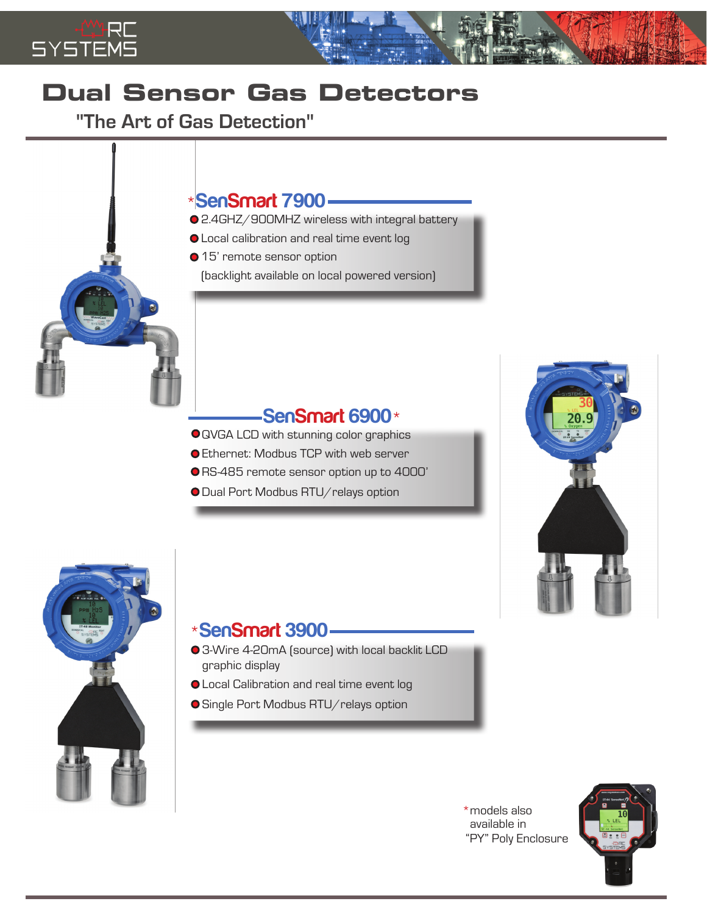# Dual Sensor Gas Detectors

"The Art of Gas Detection"

## *SenSmart 7900

- 2.4GHZ/900MHZ wireless with integral battery
- Local calibration and real time event log
- 15' remote sensor option
  (backlight available on local powered version)

## SenSmart 6900*

- QVGA LCD with stunning color graphics
- Ethernet: Modbus TCP with web server
- RS-485 remote sensor option up to 4000'
- Dual Port Modbus RTU/relays option

## *SenSmart 3900

- 3-Wire 4-20mA (source) with local backlit LCD graphic display
- Local Calibration and real time event log
- Single Port Modbus RTU/relays option

*models also available in "PY" Poly Enclosure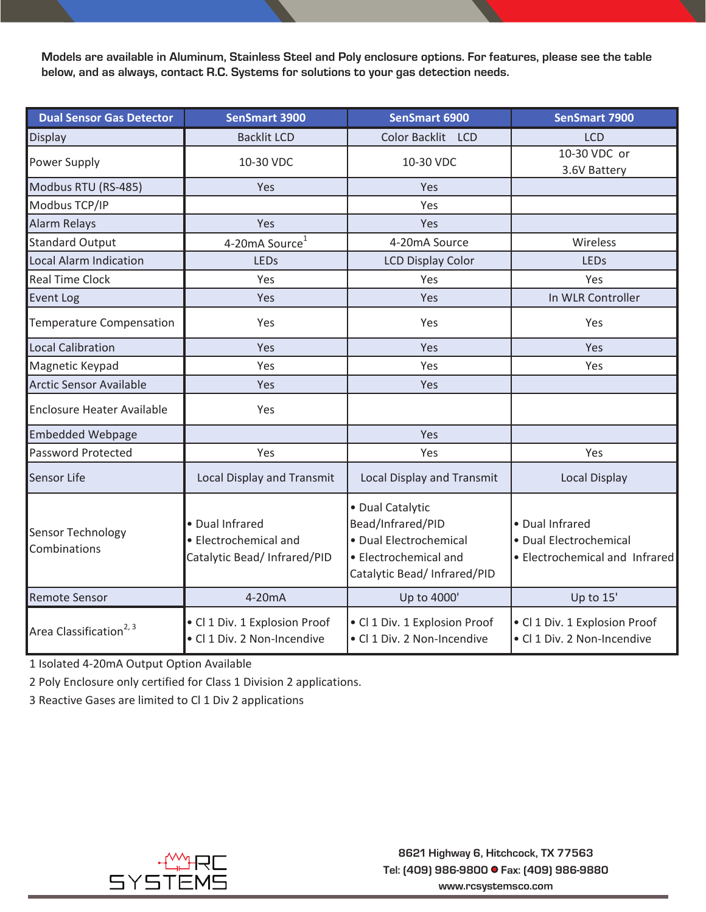**Models are available in Aluminum, Stainless Steel and Poly enclosure options. For features, please see the table below, and as always, contact R.C. Systems for solutions to your gas detection needs.**

| Dual Sensor Gas Detector | SenSmart 3900 | SenSmart 6900 | SenSmart 7900 |
|---|---|---|---|
| Display | Backlit LCD | Color Backlit LCD | LCD |
| Power Supply | 10-30 VDC | 10-30 VDC | 10-30 VDC or 3.6V Battery |
| Modbus RTU (RS-485) | Yes | Yes | |
| Modbus TCP/IP | | Yes | |
| Alarm Relays | Yes | Yes | |
| Standard Output | 4-20mA Source[1] | 4-20mA Source | Wireless |
| Local Alarm Indication | LEDs | LCD Display Color | LEDs |
| Real Time Clock | Yes | Yes | Yes |
| Event Log | Yes | Yes | In WLR Controller |
| Temperature Compensation | Yes | Yes | Yes |
| Local Calibration | Yes | Yes | Yes |
| Magnetic Keypad | Yes | Yes | Yes |
| Arctic Sensor Available | Yes | Yes | |
| Enclosure Heater Available | Yes | | |
| Embedded Webpage | | Yes | |
| Password Protected | Yes | Yes | Yes |
| Sensor Life | Local Display and Transmit | Local Display and Transmit | Local Display |
| Sensor Technology Combinations | • Dual Infrared<br>• Electrochemical and Catalytic Bead/ Infrared/PID | • Dual Catalytic Bead/Infrared/PID<br>• Dual Electrochemical<br>• Electrochemical and Catalytic Bead/ Infrared/PID | • Dual Infrared<br>• Dual Electrochemical<br>• Electrochemical and Infrared |
| Remote Sensor | 4-20mA | Up to 4000' | Up to 15' |
| Area Classification[2, 3] | • Cl 1 Div. 1 Explosion Proof<br>• Cl 1 Div. 2 Non-Incendive | • Cl 1 Div. 1 Explosion Proof<br>• Cl 1 Div. 2 Non-Incendive | • Cl 1 Div. 1 Explosion Proof<br>• Cl 1 Div. 2 Non-Incendive |

1 Isolated 4-20mA Output Option Available

2 Poly Enclosure only certified for Class 1 Division 2 applications.

3 Reactive Gases are limited to Cl 1 Div 2 applications

RC SYSTEMS

8621 Highway 6, Hitchcock, TX 77563
Tel: (409) 986-9800 • Fax: (409) 986-9880
www.rcsystemsco.com